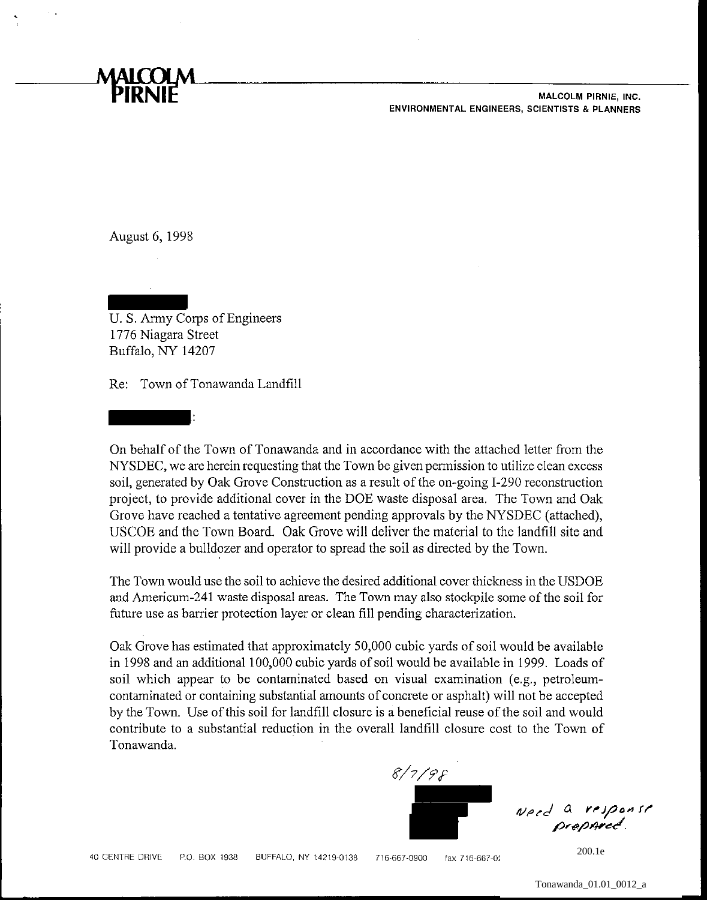**MALCOLM PIRNIE**

MALCOLM PIRNIE, INC.
ENVIRONMENTAL ENGINEERS, SCIENTISTS & PLANNERS

August 6, 1998

U. S. Army Corps of Engineers
1776 Niagara Street
Buffalo, NY 14207

Re: Town of Tonawanda Landfill

:

On behalf of the Town of Tonawanda and in accordance with the attached letter from the NYSDEC, we are herein requesting that the Town be given permission to utilize clean excess soil, generated by Oak Grove Construction as a result of the on-going I-290 reconstruction project, to provide additional cover in the DOE waste disposal area. The Town and Oak Grove have reached a tentative agreement pending approvals by the NYSDEC (attached), USCOE and the Town Board. Oak Grove will deliver the material to the landfill site and will provide a bulldozer and operator to spread the soil as directed by the Town.

The Town would use the soil to achieve the desired additional cover thickness in the USDOE and Americum-241 waste disposal areas. The Town may also stockpile some of the soil for future use as barrier protection layer or clean fill pending characterization.

Oak Grove has estimated that approximately 50,000 cubic yards of soil would be available in 1998 and an additional 100,000 cubic yards of soil would be available in 1999. Loads of soil which appear to be contaminated based on visual examination (e.g., petroleum-contaminated or containing substantial amounts of concrete or asphalt) will not be accepted by the Town. Use of this soil for landfill closure is a beneficial reuse of the soil and would contribute to a substantial reduction in the overall landfill closure cost to the Town of Tonawanda.

8/7/98

Need a response prepared.

200.1e

40 CENTRE DRIVE P.O. BOX 1938 BUFFALO, NY 14219-0138 716-667-0900 fax 716-667-0:

Tonawanda_01.01_0012_a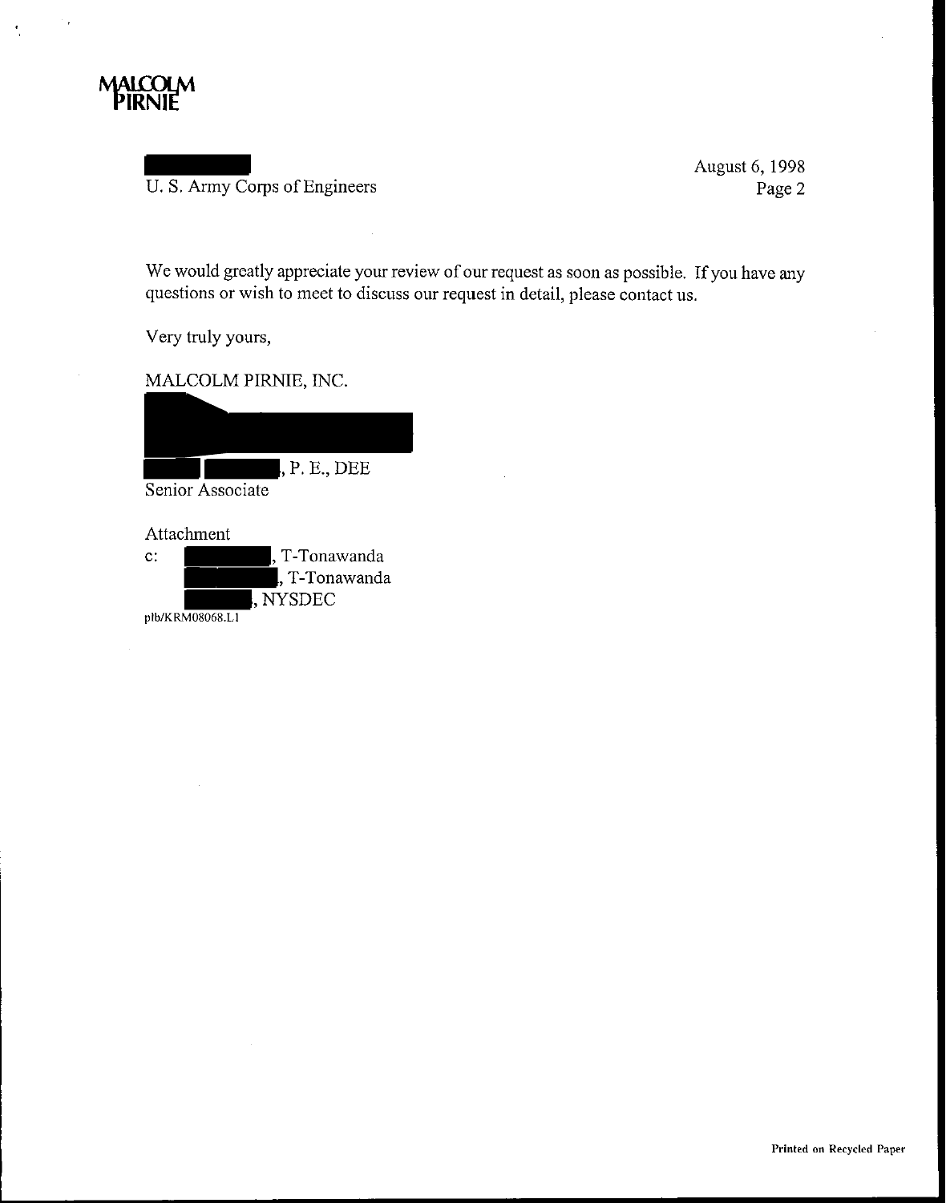MALCOLM PIRNIE

[REDACTED]
U. S. Army Corps of Engineers

August 6, 1998

We would greatly appreciate your review of our request as soon as possible. If you have any questions or wish to meet to discuss our request in detail, please contact us.

Very truly yours,

MALCOLM PIRNIE, INC.

[REDACTED]

[REDACTED], P. E., DEE
Senior Associate

Attachment

c: [REDACTED], T-Tonawanda
[REDACTED], T-Tonawanda
[REDACTED], NYSDEC

plb/KRM08068.L1

Printed on Recycled Paper